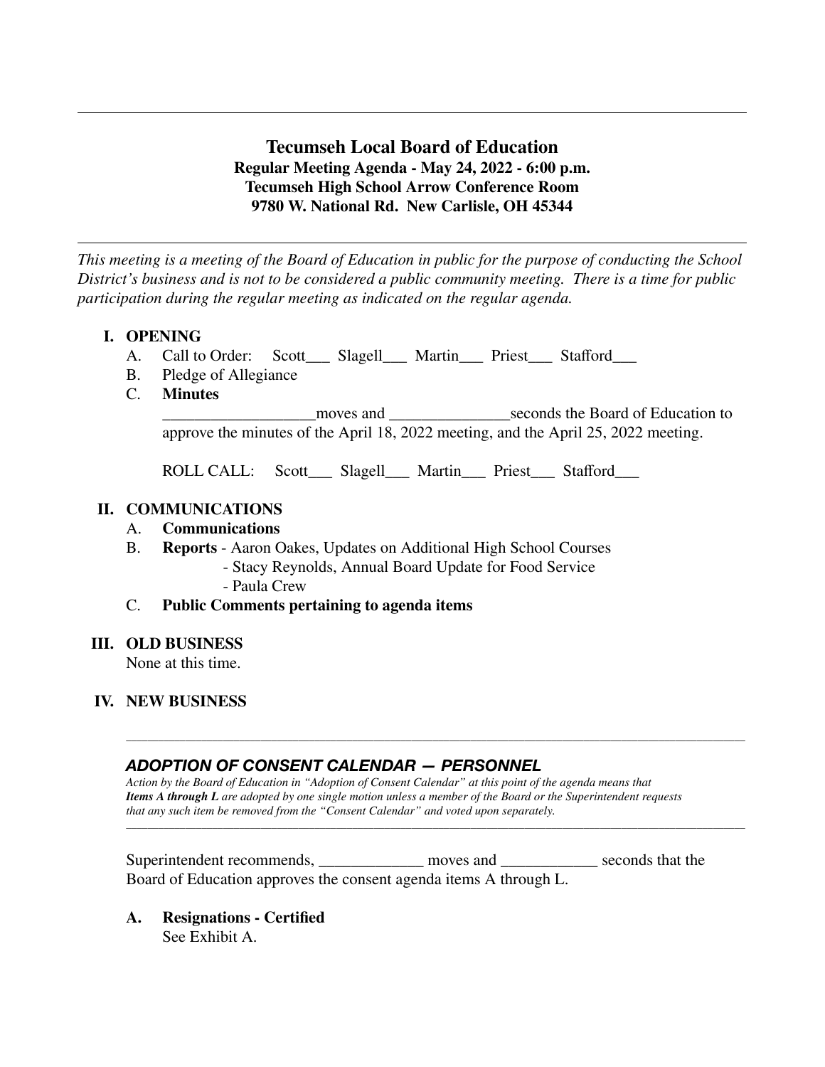# Tecumseh Local Board of Education

**Regular Meeting Agenda - May 24, 2022 - 6:00 p.m.**
**Tecumseh High School Arrow Conference Room**
**9780 W. National Rd. New Carlisle, OH 45344**

---

*This meeting is a meeting of the Board of Education in public for the purpose of conducting the School District's business and is not to be considered a public community meeting. There is a time for public participation during the regular meeting as indicated on the regular agenda.*

## I. OPENING

A. Call to Order: Scott___ Slagell___ Martin___ Priest___ Stafford___

B. Pledge of Allegiance

C. **Minutes**

__________________moves and ______________seconds the Board of Education to approve the minutes of the April 18, 2022 meeting, and the April 25, 2022 meeting.

ROLL CALL: Scott___ Slagell___ Martin___ Priest___ Stafford___

## II. COMMUNICATIONS

A. **Communications**

B. **Reports** - Aaron Oakes, Updates on Additional High School Courses
- Stacy Reynolds, Annual Board Update for Food Service
- Paula Crew

C. **Public Comments pertaining to agenda items**

## III. OLD BUSINESS

None at this time.

## IV. NEW BUSINESS

---

### *ADOPTION OF CONSENT CALENDAR — PERSONNEL*

*Action by the Board of Education in "Adoption of Consent Calendar" at this point of the agenda means that **Items A through L** are adopted by one single motion unless a member of the Board or the Superintendent requests that any such item be removed from the "Consent Calendar" and voted upon separately.*

---

Superintendent recommends, _____________ moves and ____________ seconds that the Board of Education approves the consent agenda items A through L.

**A. Resignations - Certified**

See Exhibit A.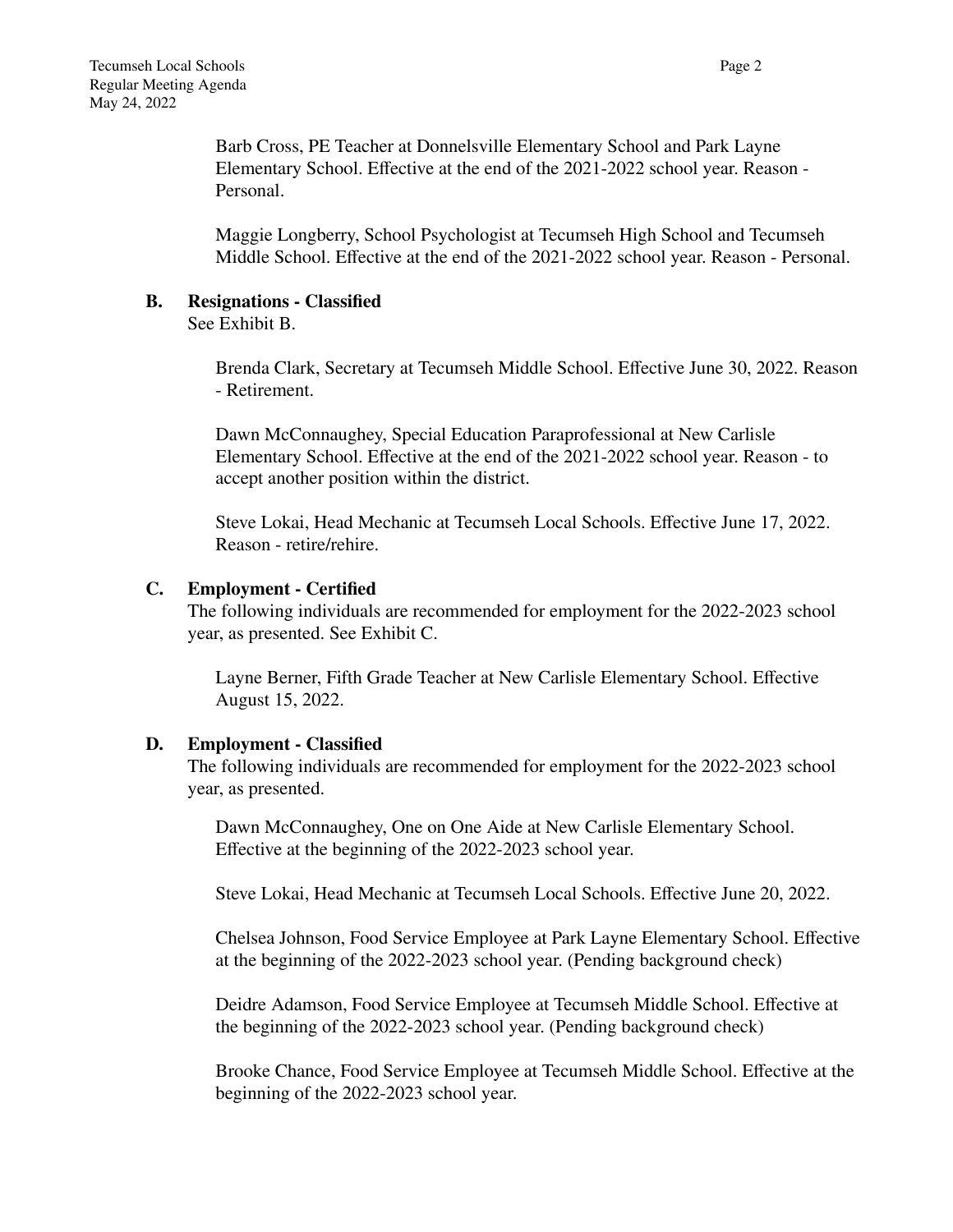Barb Cross, PE Teacher at Donnelsville Elementary School and Park Layne Elementary School. Effective at the end of the 2021-2022 school year. Reason - Personal.

Maggie Longberry, School Psychologist at Tecumseh High School and Tecumseh Middle School. Effective at the end of the 2021-2022 school year. Reason - Personal.

**B. Resignations - Classified**

See Exhibit B.

Brenda Clark, Secretary at Tecumseh Middle School. Effective June 30, 2022. Reason - Retirement.

Dawn McConnaughey, Special Education Paraprofessional at New Carlisle Elementary School. Effective at the end of the 2021-2022 school year. Reason - to accept another position within the district.

Steve Lokai, Head Mechanic at Tecumseh Local Schools. Effective June 17, 2022. Reason - retire/rehire.

**C. Employment - Certified**

The following individuals are recommended for employment for the 2022-2023 school year, as presented. See Exhibit C.

Layne Berner, Fifth Grade Teacher at New Carlisle Elementary School. Effective August 15, 2022.

**D. Employment - Classified**

The following individuals are recommended for employment for the 2022-2023 school year, as presented.

Dawn McConnaughey, One on One Aide at New Carlisle Elementary School. Effective at the beginning of the 2022-2023 school year.

Steve Lokai, Head Mechanic at Tecumseh Local Schools. Effective June 20, 2022.

Chelsea Johnson, Food Service Employee at Park Layne Elementary School. Effective at the beginning of the 2022-2023 school year. (Pending background check)

Deidre Adamson, Food Service Employee at Tecumseh Middle School. Effective at the beginning of the 2022-2023 school year. (Pending background check)

Brooke Chance, Food Service Employee at Tecumseh Middle School. Effective at the beginning of the 2022-2023 school year.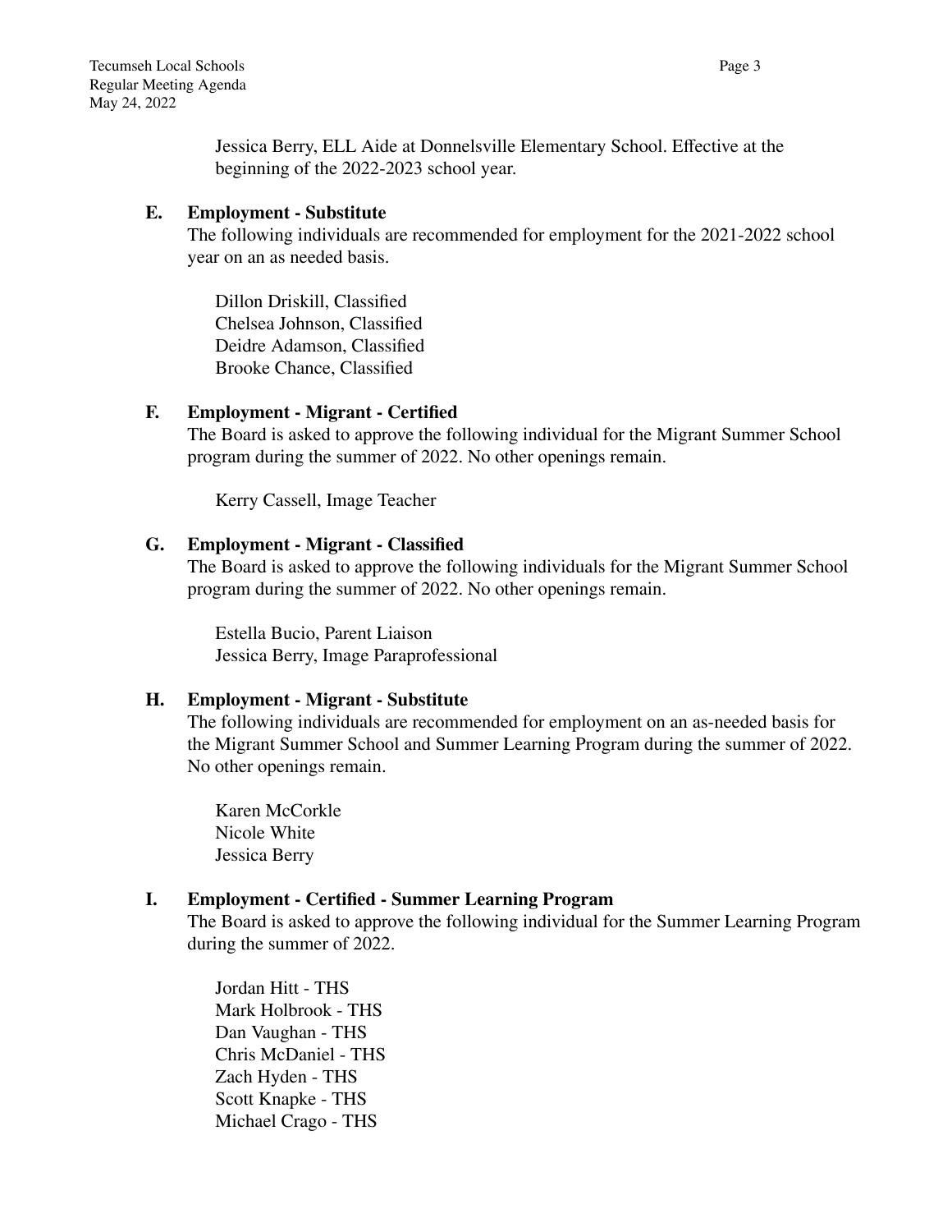Jessica Berry, ELL Aide at Donnelsville Elementary School. Effective at the beginning of the 2022-2023 school year.

**E. Employment - Substitute**

The following individuals are recommended for employment for the 2021-2022 school year on an as needed basis.

Dillon Driskill, Classified
Chelsea Johnson, Classified
Deidre Adamson, Classified
Brooke Chance, Classified

**F. Employment - Migrant - Certified**

The Board is asked to approve the following individual for the Migrant Summer School program during the summer of 2022. No other openings remain.

Kerry Cassell, Image Teacher

**G. Employment - Migrant - Classified**

The Board is asked to approve the following individuals for the Migrant Summer School program during the summer of 2022. No other openings remain.

Estella Bucio, Parent Liaison
Jessica Berry, Image Paraprofessional

**H. Employment - Migrant - Substitute**

The following individuals are recommended for employment on an as-needed basis for the Migrant Summer School and Summer Learning Program during the summer of 2022. No other openings remain.

Karen McCorkle
Nicole White
Jessica Berry

**I. Employment - Certified - Summer Learning Program**

The Board is asked to approve the following individual for the Summer Learning Program during the summer of 2022.

Jordan Hitt - THS
Mark Holbrook - THS
Dan Vaughan - THS
Chris McDaniel - THS
Zach Hyden - THS
Scott Knapke - THS
Michael Crago - THS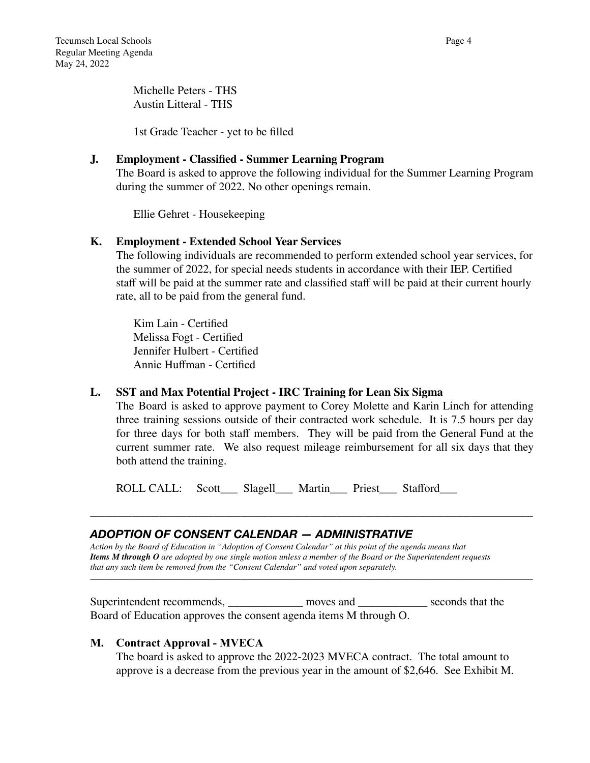Michelle Peters - THS
Austin Litteral - THS

1st Grade Teacher - yet to be filled

**J. Employment - Classified - Summer Learning Program**

The Board is asked to approve the following individual for the Summer Learning Program during the summer of 2022. No other openings remain.

Ellie Gehret - Housekeeping

**K. Employment - Extended School Year Services**

The following individuals are recommended to perform extended school year services, for the summer of 2022, for special needs students in accordance with their IEP. Certified staff will be paid at the summer rate and classified staff will be paid at their current hourly rate, all to be paid from the general fund.

Kim Lain - Certified
Melissa Fogt - Certified
Jennifer Hulbert - Certified
Annie Huffman - Certified

**L. SST and Max Potential Project - IRC Training for Lean Six Sigma**

The Board is asked to approve payment to Corey Molette and Karin Linch for attending three training sessions outside of their contracted work schedule. It is 7.5 hours per day for three days for both staff members. They will be paid from the General Fund at the current summer rate. We also request mileage reimbursement for all six days that they both attend the training.

ROLL CALL: Scott___ Slagell___ Martin___ Priest___ Stafford___

---

## *ADOPTION OF CONSENT CALENDAR — ADMINISTRATIVE*

*Action by the Board of Education in "Adoption of Consent Calendar" at this point of the agenda means that* ***Items M through O*** *are adopted by one single motion unless a member of the Board or the Superintendent requests that any such item be removed from the "Consent Calendar" and voted upon separately.*

---

Superintendent recommends, _____________ moves and ____________ seconds that the Board of Education approves the consent agenda items M through O.

**M. Contract Approval - MVECA**

The board is asked to approve the 2022-2023 MVECA contract. The total amount to approve is a decrease from the previous year in the amount of $2,646. See Exhibit M.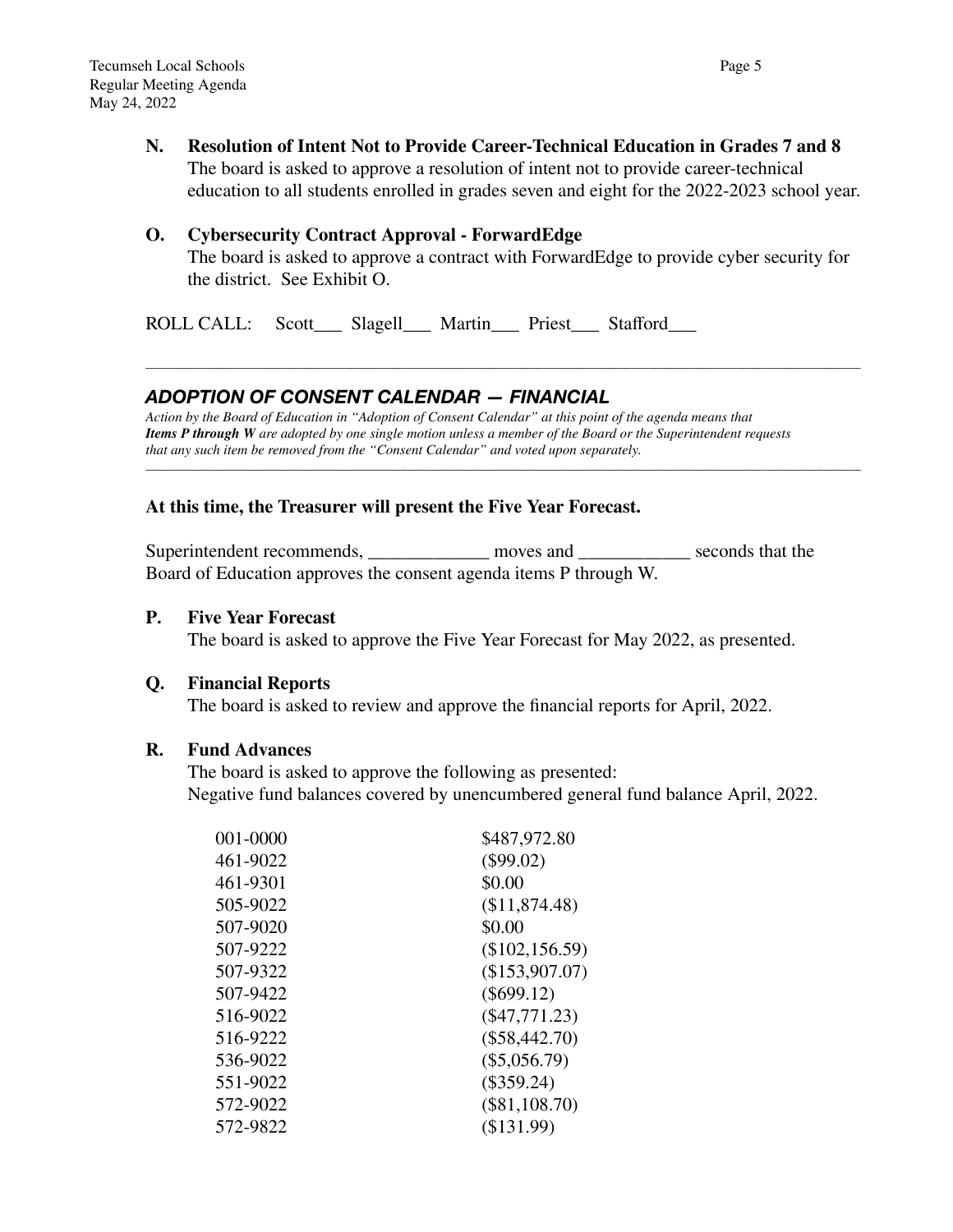**N. Resolution of Intent Not to Provide Career-Technical Education in Grades 7 and 8**
The board is asked to approve a resolution of intent not to provide career-technical education to all students enrolled in grades seven and eight for the 2022-2023 school year.

**O. Cybersecurity Contract Approval - ForwardEdge**
The board is asked to approve a contract with ForwardEdge to provide cyber security for the district. See Exhibit O.

ROLL CALL: Scott___ Slagell___ Martin___ Priest___ Stafford___

---

## *ADOPTION OF CONSENT CALENDAR — FINANCIAL*

*Action by the Board of Education in "Adoption of Consent Calendar" at this point of the agenda means that **Items P through W** are adopted by one single motion unless a member of the Board or the Superintendent requests that any such item be removed from the "Consent Calendar" and voted upon separately.*

---

**At this time, the Treasurer will present the Five Year Forecast.**

Superintendent recommends, _____________ moves and ____________ seconds that the Board of Education approves the consent agenda items P through W.

**P. Five Year Forecast**
The board is asked to approve the Five Year Forecast for May 2022, as presented.

**Q. Financial Reports**
The board is asked to review and approve the financial reports for April, 2022.

**R. Fund Advances**
The board is asked to approve the following as presented:
Negative fund balances covered by unencumbered general fund balance April, 2022.

| | |
|---|---|
| 001-0000 | $487,972.80 |
| 461-9022 | ($99.02) |
| 461-9301 | $0.00 |
| 505-9022 | ($11,874.48) |
| 507-9020 | $0.00 |
| 507-9222 | ($102,156.59) |
| 507-9322 | ($153,907.07) |
| 507-9422 | ($699.12) |
| 516-9022 | ($47,771.23) |
| 516-9222 | ($58,442.70) |
| 536-9022 | ($5,056.79) |
| 551-9022 | ($359.24) |
| 572-9022 | ($81,108.70) |
| 572-9822 | ($131.99) |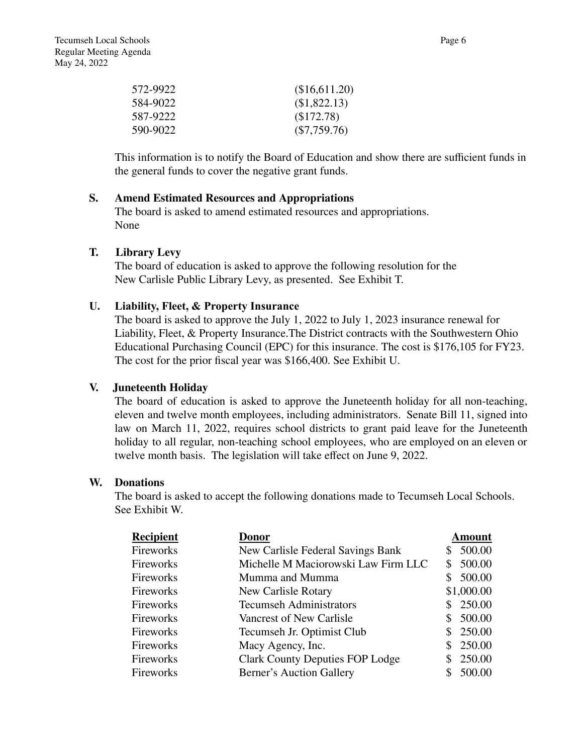| | |
|---|---|
| 572-9922 | ($16,611.20) |
| 584-9022 | ($1,822.13) |
| 587-9222 | ($172.78) |
| 590-9022 | ($7,759.76) |

This information is to notify the Board of Education and show there are sufficient funds in the general funds to cover the negative grant funds.

**S. Amend Estimated Resources and Appropriations**

The board is asked to amend estimated resources and appropriations.
None

**T. Library Levy**

The board of education is asked to approve the following resolution for the New Carlisle Public Library Levy, as presented. See Exhibit T.

**U. Liability, Fleet, & Property Insurance**

The board is asked to approve the July 1, 2022 to July 1, 2023 insurance renewal for Liability, Fleet, & Property Insurance.The District contracts with the Southwestern Ohio Educational Purchasing Council (EPC) for this insurance. The cost is $176,105 for FY23. The cost for the prior fiscal year was $166,400. See Exhibit U.

**V. Juneteenth Holiday**

The board of education is asked to approve the Juneteenth holiday for all non-teaching, eleven and twelve month employees, including administrators. Senate Bill 11, signed into law on March 11, 2022, requires school districts to grant paid leave for the Juneteenth holiday to all regular, non-teaching school employees, who are employed on an eleven or twelve month basis. The legislation will take effect on June 9, 2022.

**W. Donations**

The board is asked to accept the following donations made to Tecumseh Local Schools. See Exhibit W.

| Recipient | Donor | Amount |
|---|---|---|
| Fireworks | New Carlisle Federal Savings Bank | $ 500.00 |
| Fireworks | Michelle M Maciorowski Law Firm LLC | $ 500.00 |
| Fireworks | Mumma and Mumma | $ 500.00 |
| Fireworks | New Carlisle Rotary | $1,000.00 |
| Fireworks | Tecumseh Administrators | $ 250.00 |
| Fireworks | Vancrest of New Carlisle | $ 500.00 |
| Fireworks | Tecumseh Jr. Optimist Club | $ 250.00 |
| Fireworks | Macy Agency, Inc. | $ 250.00 |
| Fireworks | Clark County Deputies FOP Lodge | $ 250.00 |
| Fireworks | Berner's Auction Gallery | $ 500.00 |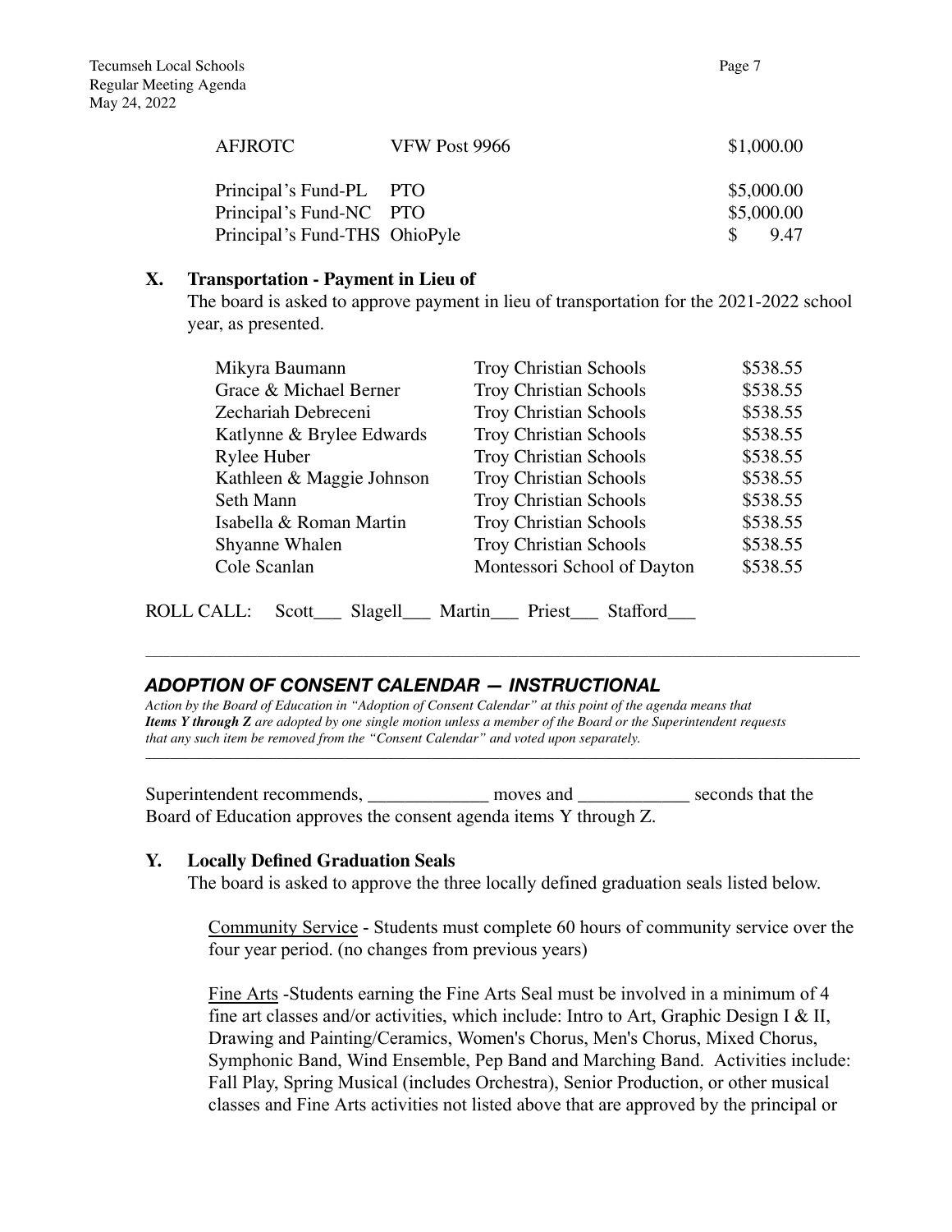| | | |
|---|---|---|
| AFJROTC | VFW Post 9966 | $1,000.00 |
| Principal's Fund-PL | PTO | $5,000.00 |
| Principal's Fund-NC | PTO | $5,000.00 |
| Principal's Fund-THS | OhioPyle | $ 9.47 |

**X. Transportation - Payment in Lieu of**

The board is asked to approve payment in lieu of transportation for the 2021-2022 school year, as presented.

| | | |
|---|---|---|
| Mikyra Baumann | Troy Christian Schools | $538.55 |
| Grace & Michael Berner | Troy Christian Schools | $538.55 |
| Zechariah Debreceni | Troy Christian Schools | $538.55 |
| Katlynne & Brylee Edwards | Troy Christian Schools | $538.55 |
| Rylee Huber | Troy Christian Schools | $538.55 |
| Kathleen & Maggie Johnson | Troy Christian Schools | $538.55 |
| Seth Mann | Troy Christian Schools | $538.55 |
| Isabella & Roman Martin | Troy Christian Schools | $538.55 |
| Shyanne Whalen | Troy Christian Schools | $538.55 |
| Cole Scanlan | Montessori School of Dayton | $538.55 |

ROLL CALL: Scott___ Slagell___ Martin___ Priest___ Stafford___

---

## *ADOPTION OF CONSENT CALENDAR — INSTRUCTIONAL*

*Action by the Board of Education in "Adoption of Consent Calendar" at this point of the agenda means that* ***Items Y through Z*** *are adopted by one single motion unless a member of the Board or the Superintendent requests that any such item be removed from the "Consent Calendar" and voted upon separately.*

---

Superintendent recommends, _____________ moves and ____________ seconds that the Board of Education approves the consent agenda items Y through Z.

**Y. Locally Defined Graduation Seals**

The board is asked to approve the three locally defined graduation seals listed below.

Community Service - Students must complete 60 hours of community service over the four year period. (no changes from previous years)

Fine Arts -Students earning the Fine Arts Seal must be involved in a minimum of 4 fine art classes and/or activities, which include: Intro to Art, Graphic Design I & II, Drawing and Painting/Ceramics, Women's Chorus, Men's Chorus, Mixed Chorus, Symphonic Band, Wind Ensemble, Pep Band and Marching Band. Activities include: Fall Play, Spring Musical (includes Orchestra), Senior Production, or other musical classes and Fine Arts activities not listed above that are approved by the principal or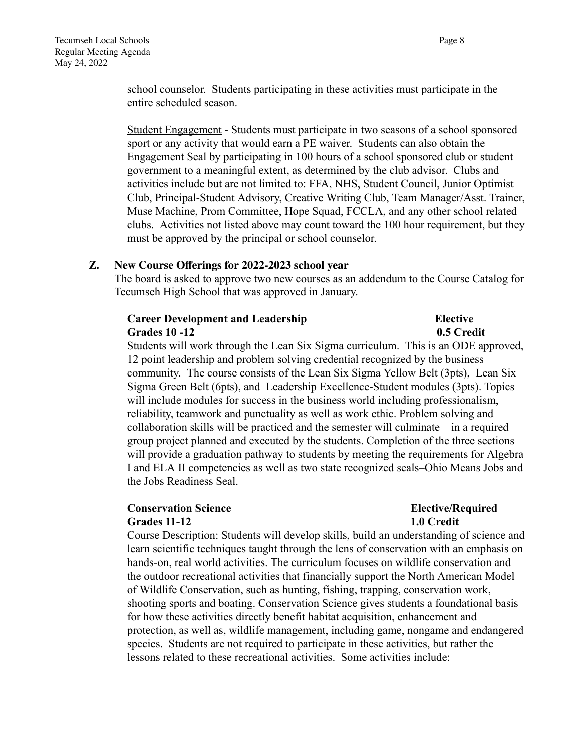school counselor. Students participating in these activities must participate in the entire scheduled season.

Student Engagement - Students must participate in two seasons of a school sponsored sport or any activity that would earn a PE waiver. Students can also obtain the Engagement Seal by participating in 100 hours of a school sponsored club or student government to a meaningful extent, as determined by the club advisor. Clubs and activities include but are not limited to: FFA, NHS, Student Council, Junior Optimist Club, Principal-Student Advisory, Creative Writing Club, Team Manager/Asst. Trainer, Muse Machine, Prom Committee, Hope Squad, FCCLA, and any other school related clubs. Activities not listed above may count toward the 100 hour requirement, but they must be approved by the principal or school counselor.

**Z. New Course Offerings for 2022-2023 school year**

The board is asked to approve two new courses as an addendum to the Course Catalog for Tecumseh High School that was approved in January.

**Career Development and Leadership — Elective**
**Grades 10 -12 — 0.5 Credit**

Students will work through the Lean Six Sigma curriculum. This is an ODE approved, 12 point leadership and problem solving credential recognized by the business community. The course consists of the Lean Six Sigma Yellow Belt (3pts), Lean Six Sigma Green Belt (6pts), and Leadership Excellence-Student modules (3pts). Topics will include modules for success in the business world including professionalism, reliability, teamwork and punctuality as well as work ethic. Problem solving and collaboration skills will be practiced and the semester will culminate in a required group project planned and executed by the students. Completion of the three sections will provide a graduation pathway to students by meeting the requirements for Algebra I and ELA II competencies as well as two state recognized seals–Ohio Means Jobs and the Jobs Readiness Seal.

**Conservation Science — Elective/Required**
**Grades 11-12 — 1.0 Credit**

Course Description: Students will develop skills, build an understanding of science and learn scientific techniques taught through the lens of conservation with an emphasis on hands-on, real world activities. The curriculum focuses on wildlife conservation and the outdoor recreational activities that financially support the North American Model of Wildlife Conservation, such as hunting, fishing, trapping, conservation work, shooting sports and boating. Conservation Science gives students a foundational basis for how these activities directly benefit habitat acquisition, enhancement and protection, as well as, wildlife management, including game, nongame and endangered species. Students are not required to participate in these activities, but rather the lessons related to these recreational activities. Some activities include: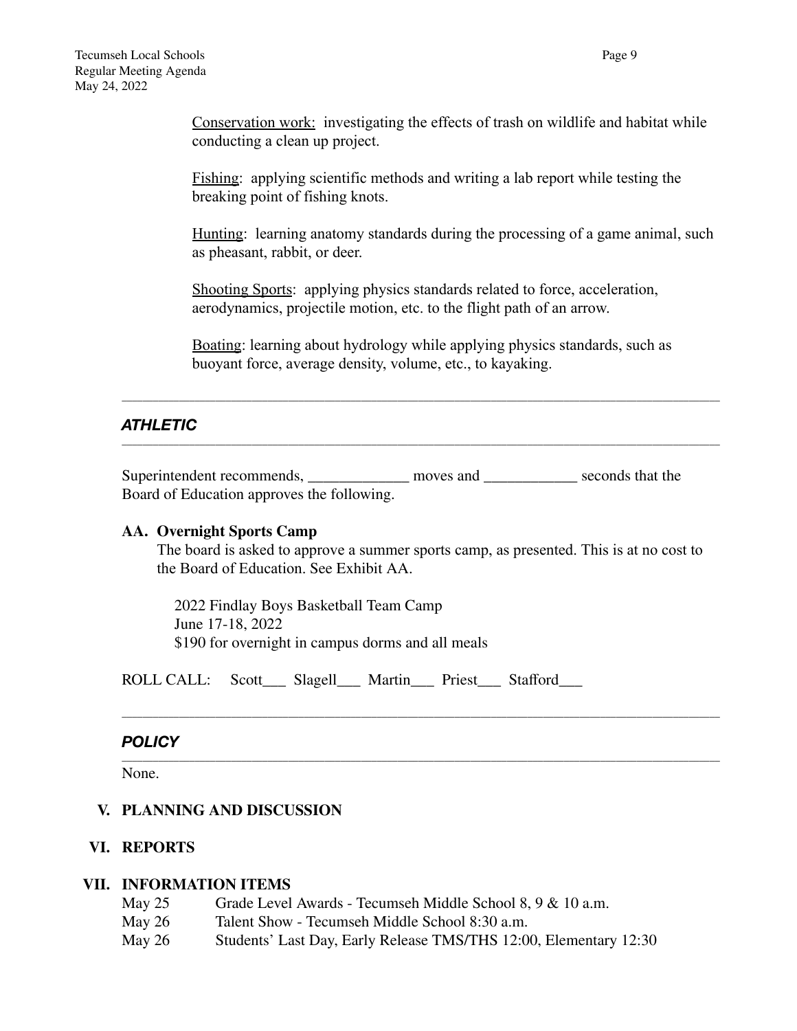<u>Conservation work:</u> investigating the effects of trash on wildlife and habitat while conducting a clean up project.

<u>Fishing</u>: applying scientific methods and writing a lab report while testing the breaking point of fishing knots.

<u>Hunting</u>: learning anatomy standards during the processing of a game animal, such as pheasant, rabbit, or deer.

<u>Shooting Sports</u>: applying physics standards related to force, acceleration, aerodynamics, projectile motion, etc. to the flight path of an arrow.

<u>Boating</u>: learning about hydrology while applying physics standards, such as buoyant force, average density, volume, etc., to kayaking.

---

### *ATHLETIC*

---

Superintendent recommends, _____________ moves and ____________ seconds that the Board of Education approves the following.

**AA. Overnight Sports Camp**

The board is asked to approve a summer sports camp, as presented. This is at no cost to the Board of Education. See Exhibit AA.

2022 Findlay Boys Basketball Team Camp
June 17-18, 2022
$190 for overnight in campus dorms and all meals

ROLL CALL: Scott___ Slagell___ Martin___ Priest___ Stafford___

---

### *POLICY*

---

None.

## V. PLANNING AND DISCUSSION

## VI. REPORTS

## VII. INFORMATION ITEMS

May 25 Grade Level Awards - Tecumseh Middle School 8, 9 & 10 a.m.
May 26 Talent Show - Tecumseh Middle School 8:30 a.m.
May 26 Students' Last Day, Early Release TMS/THS 12:00, Elementary 12:30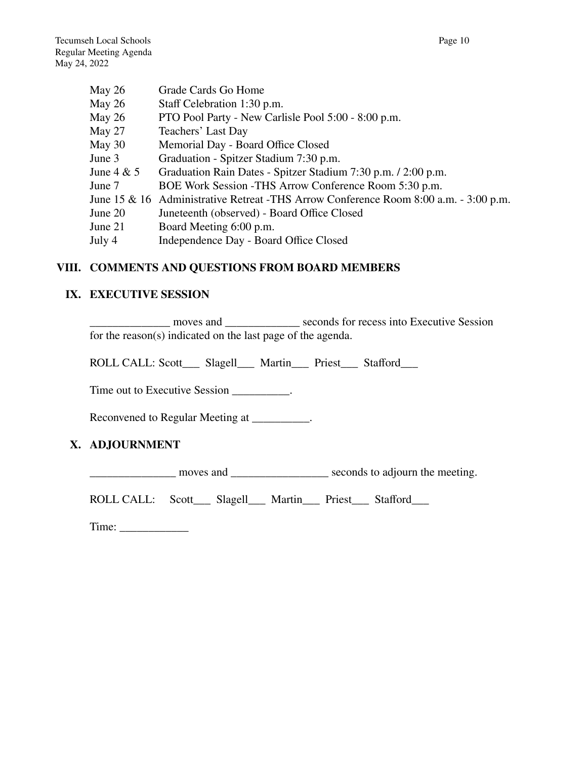| | |
|---|---|
| May 26 | Grade Cards Go Home |
| May 26 | Staff Celebration 1:30 p.m. |
| May 26 | PTO Pool Party - New Carlisle Pool 5:00 - 8:00 p.m. |
| May 27 | Teachers' Last Day |
| May 30 | Memorial Day - Board Office Closed |
| June 3 | Graduation - Spitzer Stadium 7:30 p.m. |
| June 4 & 5 | Graduation Rain Dates - Spitzer Stadium 7:30 p.m. / 2:00 p.m. |
| June 7 | BOE Work Session -THS Arrow Conference Room 5:30 p.m. |
| June 15 & 16 | Administrative Retreat -THS Arrow Conference Room 8:00 a.m. - 3:00 p.m. |
| June 20 | Juneteenth (observed) - Board Office Closed |
| June 21 | Board Meeting 6:00 p.m. |
| July 4 | Independence Day - Board Office Closed |

## VIII. COMMENTS AND QUESTIONS FROM BOARD MEMBERS

## IX. EXECUTIVE SESSION

_____________ moves and ____________ seconds for recess into Executive Session for the reason(s) indicated on the last page of the agenda.

ROLL CALL: Scott___ Slagell___ Martin___ Priest___ Stafford___

Time out to Executive Session __________.

Reconvened to Regular Meeting at __________.

## X. ADJOURNMENT

_______________ moves and _________________ seconds to adjourn the meeting.

ROLL CALL: Scott___ Slagell___ Martin___ Priest___ Stafford___

Time: ____________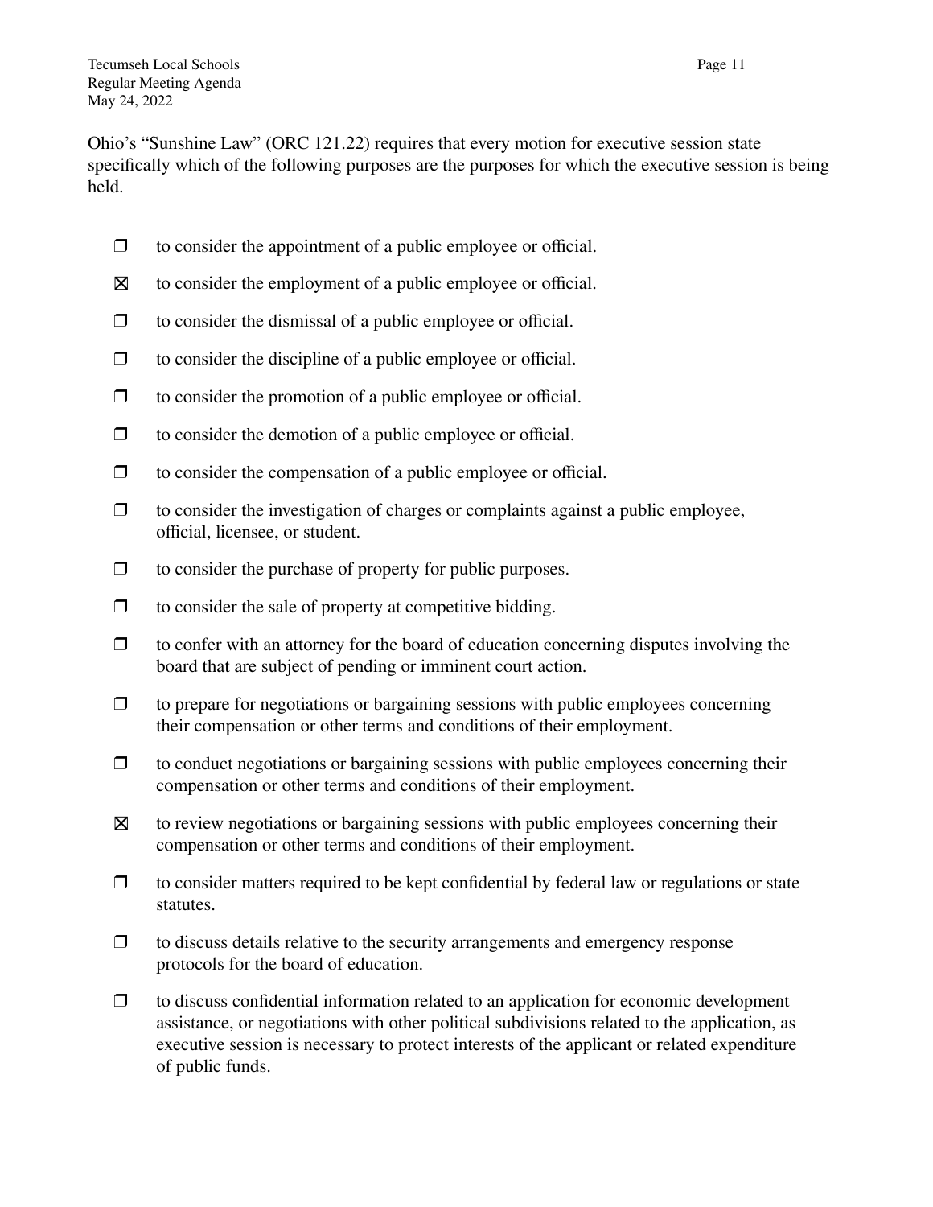Ohio's "Sunshine Law" (ORC 121.22) requires that every motion for executive session state specifically which of the following purposes are the purposes for which the executive session is being held.

- ❐ to consider the appointment of a public employee or official.
- ☒ to consider the employment of a public employee or official.
- ❐ to consider the dismissal of a public employee or official.
- ❐ to consider the discipline of a public employee or official.
- ❐ to consider the promotion of a public employee or official.
- ❐ to consider the demotion of a public employee or official.
- ❐ to consider the compensation of a public employee or official.
- ❐ to consider the investigation of charges or complaints against a public employee, official, licensee, or student.
- ❐ to consider the purchase of property for public purposes.
- ❐ to consider the sale of property at competitive bidding.
- ❐ to confer with an attorney for the board of education concerning disputes involving the board that are subject of pending or imminent court action.
- ❐ to prepare for negotiations or bargaining sessions with public employees concerning their compensation or other terms and conditions of their employment.
- ❐ to conduct negotiations or bargaining sessions with public employees concerning their compensation or other terms and conditions of their employment.
- ☒ to review negotiations or bargaining sessions with public employees concerning their compensation or other terms and conditions of their employment.
- ❐ to consider matters required to be kept confidential by federal law or regulations or state statutes.
- ❐ to discuss details relative to the security arrangements and emergency response protocols for the board of education.
- ❐ to discuss confidential information related to an application for economic development assistance, or negotiations with other political subdivisions related to the application, as executive session is necessary to protect interests of the applicant or related expenditure of public funds.